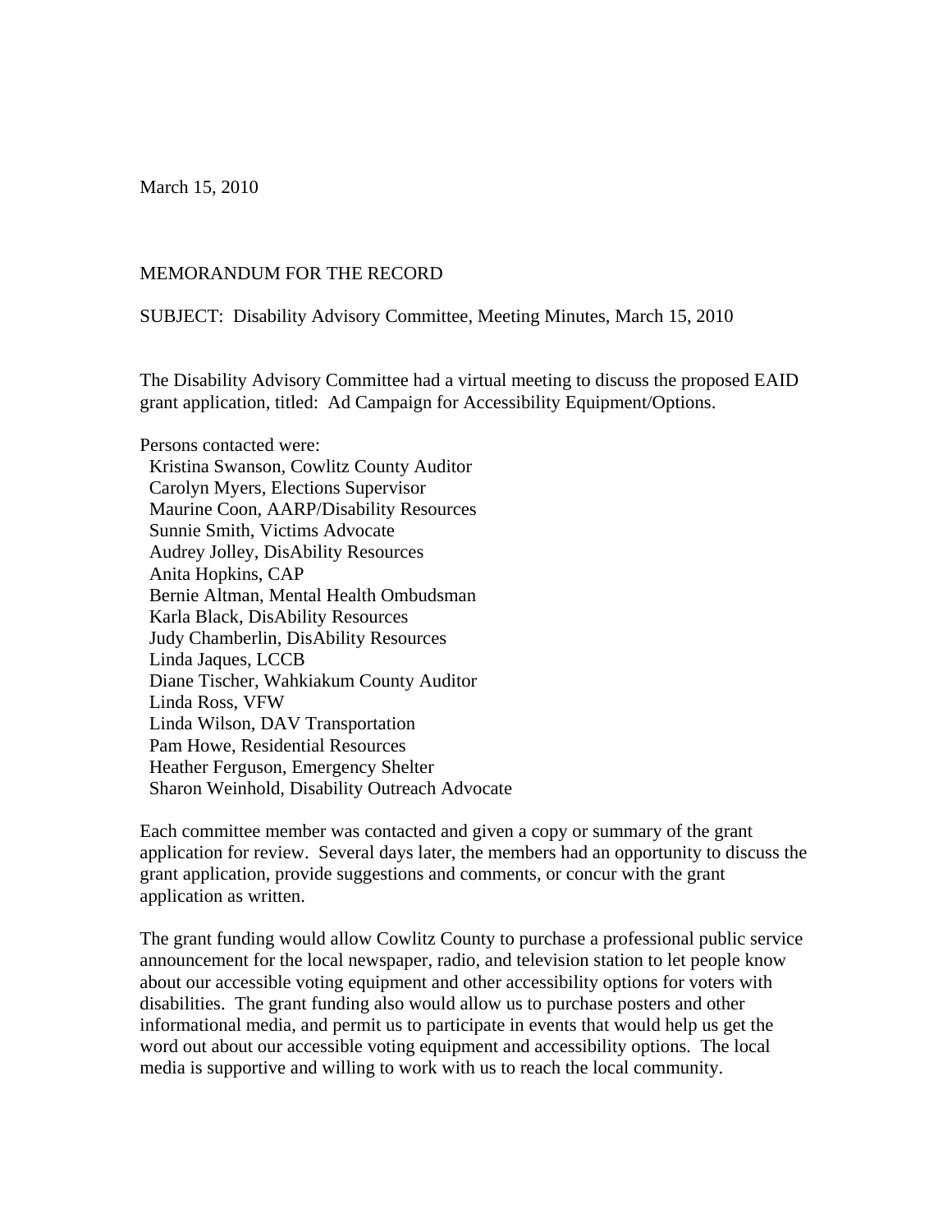March 15, 2010

MEMORANDUM FOR THE RECORD

SUBJECT: Disability Advisory Committee, Meeting Minutes, March 15, 2010

The Disability Advisory Committee had a virtual meeting to discuss the proposed EAID grant application, titled: Ad Campaign for Accessibility Equipment/Options.

Persons contacted were:

- Kristina Swanson, Cowlitz County Auditor
- Carolyn Myers, Elections Supervisor
- Maurine Coon, AARP/Disability Resources
- Sunnie Smith, Victims Advocate
- Audrey Jolley, DisAbility Resources
- Anita Hopkins, CAP
- Bernie Altman, Mental Health Ombudsman
- Karla Black, DisAbility Resources
- Judy Chamberlin, DisAbility Resources
- Linda Jaques, LCCB
- Diane Tischer, Wahkiakum County Auditor
- Linda Ross, VFW
- Linda Wilson, DAV Transportation
- Pam Howe, Residential Resources
- Heather Ferguson, Emergency Shelter
- Sharon Weinhold, Disability Outreach Advocate

Each committee member was contacted and given a copy or summary of the grant application for review. Several days later, the members had an opportunity to discuss the grant application, provide suggestions and comments, or concur with the grant application as written.

The grant funding would allow Cowlitz County to purchase a professional public service announcement for the local newspaper, radio, and television station to let people know about our accessible voting equipment and other accessibility options for voters with disabilities. The grant funding also would allow us to purchase posters and other informational media, and permit us to participate in events that would help us get the word out about our accessible voting equipment and accessibility options. The local media is supportive and willing to work with us to reach the local community.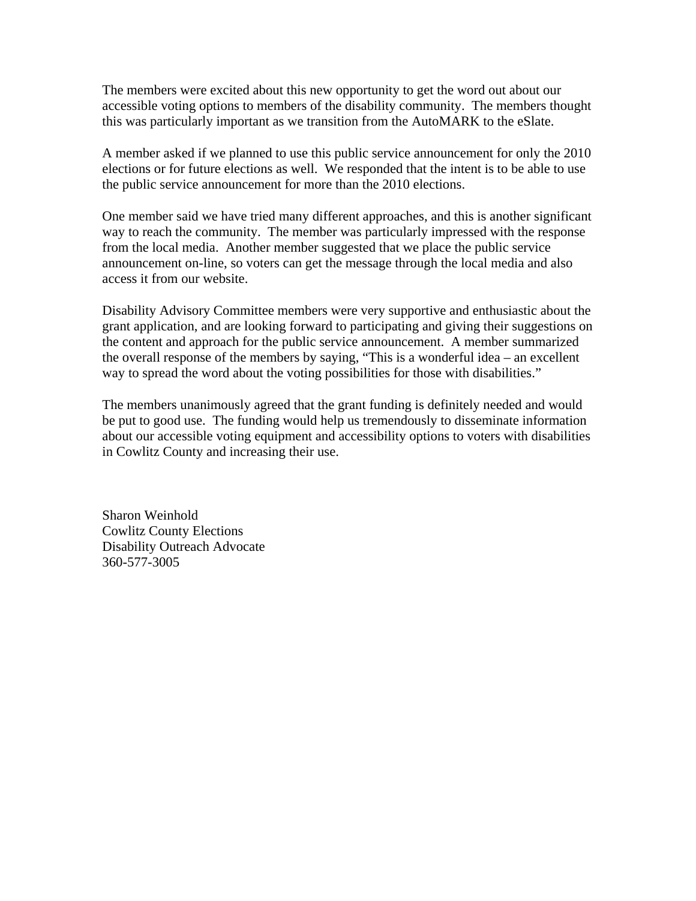The members were excited about this new opportunity to get the word out about our accessible voting options to members of the disability community. The members thought this was particularly important as we transition from the AutoMARK to the eSlate.

A member asked if we planned to use this public service announcement for only the 2010 elections or for future elections as well. We responded that the intent is to be able to use the public service announcement for more than the 2010 elections.

One member said we have tried many different approaches, and this is another significant way to reach the community. The member was particularly impressed with the response from the local media. Another member suggested that we place the public service announcement on-line, so voters can get the message through the local media and also access it from our website.

Disability Advisory Committee members were very supportive and enthusiastic about the grant application, and are looking forward to participating and giving their suggestions on the content and approach for the public service announcement. A member summarized the overall response of the members by saying, "This is a wonderful idea – an excellent way to spread the word about the voting possibilities for those with disabilities."

The members unanimously agreed that the grant funding is definitely needed and would be put to good use. The funding would help us tremendously to disseminate information about our accessible voting equipment and accessibility options to voters with disabilities in Cowlitz County and increasing their use.

Sharon Weinhold
Cowlitz County Elections
Disability Outreach Advocate
360-577-3005